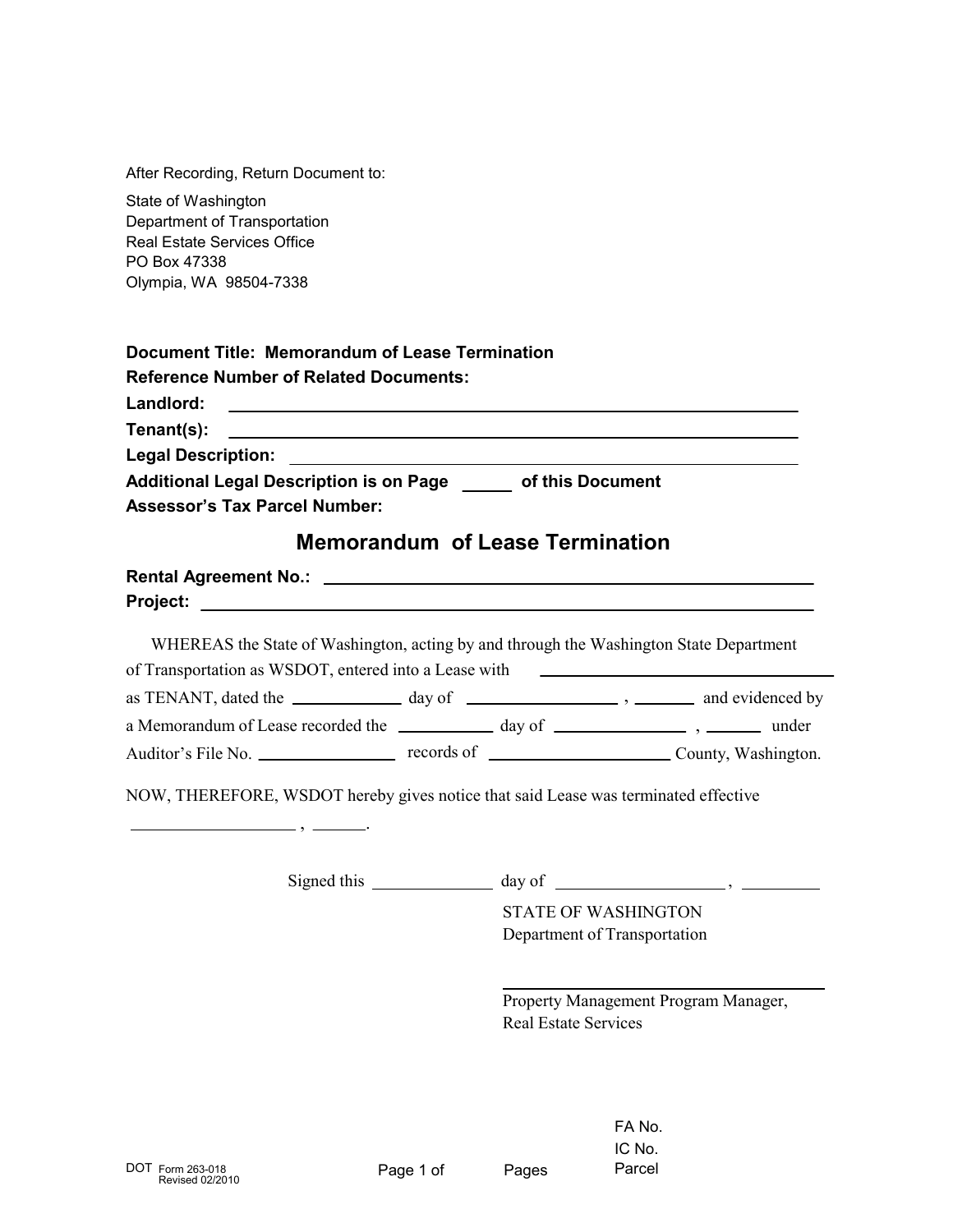After Recording, Return Document to:

State of Washington
Department of Transportation
Real Estate Services Office
PO Box 47338
Olympia, WA 98504-7338

**Document Title: Memorandum of Lease Termination**
**Reference Number of Related Documents:**
**Landlord:** ______________________________
**Tenant(s):** ______________________________
**Legal Description:** ______________________________
**Additional Legal Description is on Page _____ of this Document**
**Assessor's Tax Parcel Number:**

## Memorandum of Lease Termination

**Rental Agreement No.:** ______________________________
**Project:** ______________________________

WHEREAS the State of Washington, acting by and through the Washington State Department of Transportation as WSDOT, entered into a Lease with ______________________ as TENANT, dated the __________ day of ______________ , ______ and evidenced by a Memorandum of Lease recorded the __________ day of ______________ , ______ under Auditor's File No. ______________ records of ________________ County, Washington.

NOW, THEREFORE, WSDOT hereby gives notice that said Lease was terminated effective ________________ , ______.

Signed this ____________ day of ________________ , ________

STATE OF WASHINGTON
Department of Transportation

______________________________
Property Management Program Manager,
Real Estate Services

FA No.
IC No.
Parcel

DOT Form 263-018
Revised 02/2010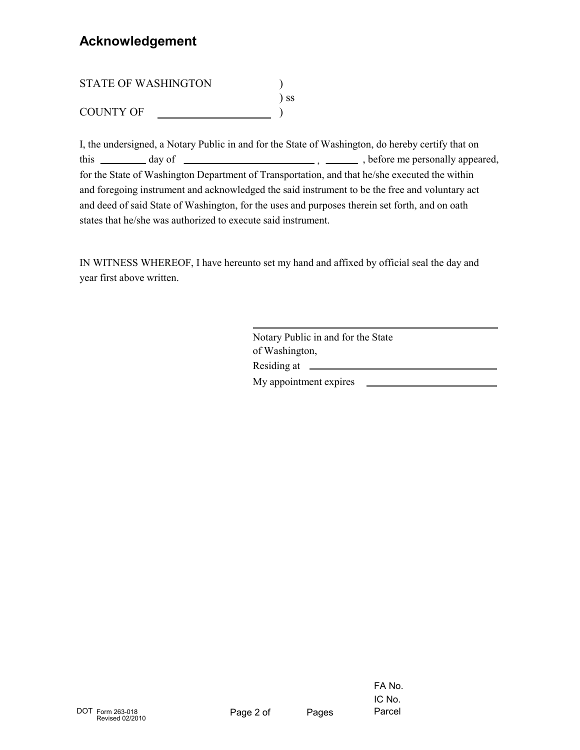## Acknowledgement

STATE OF WASHINGTON )
) ss
COUNTY OF \_\_\_\_\_\_\_\_\_\_\_\_\_\_\_\_\_\_\_\_ )

I, the undersigned, a Notary Public in and for the State of Washington, do hereby certify that on this \_\_\_\_\_\_\_\_\_ day of \_\_\_\_\_\_\_\_\_\_\_\_\_\_\_\_\_\_\_\_\_\_\_\_\_\_ , \_\_\_\_\_\_ , before me personally appeared, for the State of Washington Department of Transportation, and that he/she executed the within and foregoing instrument and acknowledged the said instrument to be the free and voluntary act and deed of said State of Washington, for the uses and purposes therein set forth, and on oath states that he/she was authorized to execute said instrument.

IN WITNESS WHEREOF, I have hereunto set my hand and affixed by official seal the day and year first above written.

\_\_\_\_\_\_\_\_\_\_\_\_\_\_\_\_\_\_\_\_\_\_\_\_\_\_\_\_\_\_\_\_\_\_\_\_\_\_\_\_
Notary Public in and for the State of Washington,
Residing at \_\_\_\_\_\_\_\_\_\_\_\_\_\_\_\_\_\_\_\_\_\_\_\_\_\_\_\_\_\_\_\_\_\_
My appointment expires \_\_\_\_\_\_\_\_\_\_\_\_\_\_\_\_\_\_\_\_\_\_\_\_

DOT Form 263-018
Revised 02/2010

FA No.
IC No.
Parcel